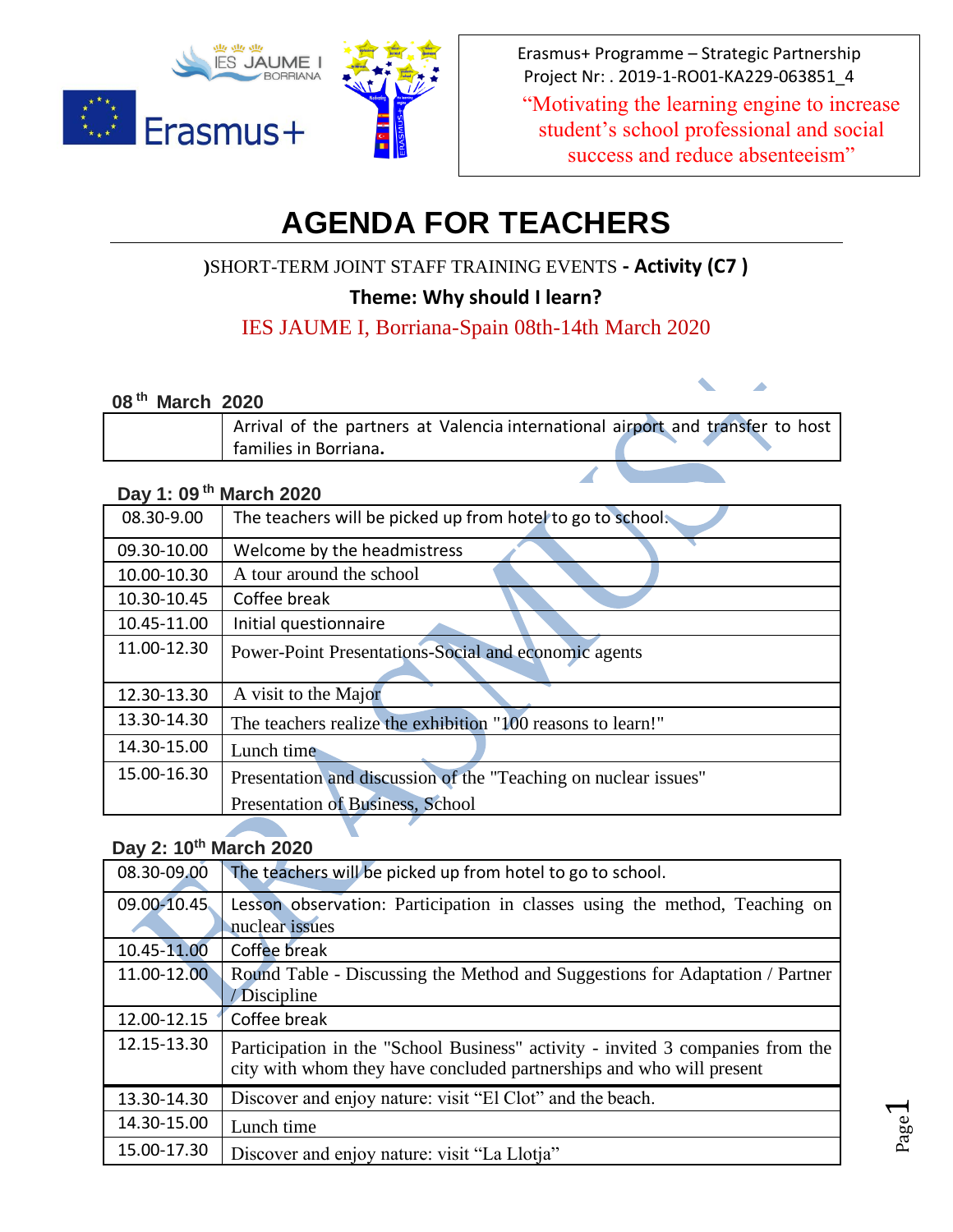Erasmus+ Programme – Strategic Partnership
Project Nr: . 2019-1-RO01-KA229-063851_4

"Motivating the learning engine to increase student's school professional and social success and reduce absenteeism"

# AGENDA FOR TEACHERS

)SHORT-TERM JOINT STAFF TRAINING EVENTS **- Activity (C7 )**

**Theme: Why should I learn?**

IES JAUME I, Borriana-Spain 08th-14th March 2020

**08 th March 2020**

| | |
|---|---|
| | Arrival of the partners at Valencia international airport and transfer to host families in Borriana**.** |

**Day 1: 09 th March 2020**

| | |
|---|---|
| 08.30-9.00 | The teachers will be picked up from hotel to go to school. |
| 09.30-10.00 | Welcome by the headmistress |
| 10.00-10.30 | A tour around the school |
| 10.30-10.45 | Coffee break |
| 10.45-11.00 | Initial questionnaire |
| 11.00-12.30 | Power-Point Presentations-Social and economic agents |
| 12.30-13.30 | A visit to the Major |
| 13.30-14.30 | The teachers realize the exhibition "100 reasons to learn!" |
| 14.30-15.00 | Lunch time |
| 15.00-16.30 | Presentation and discussion of the "Teaching on nuclear issues"<br>Presentation of Business, School |

**Day 2: 10th March 2020**

| | |
|---|---|
| 08.30-09.00 | The teachers will be picked up from hotel to go to school. |
| 09.00-10.45 | Lesson observation: Participation in classes using the method, Teaching on nuclear issues |
| 10.45-11.00 | Coffee break |
| 11.00-12.00 | Round Table - Discussing the Method and Suggestions for Adaptation / Partner / Discipline |
| 12.00-12.15 | Coffee break |
| 12.15-13.30 | Participation in the "School Business" activity - invited 3 companies from the city with whom they have concluded partnerships and who will present |
| 13.30-14.30 | Discover and enjoy nature: visit "El Clot" and the beach. |
| 14.30-15.00 | Lunch time |
| 15.00-17.30 | Discover and enjoy nature: visit "La Llotja" |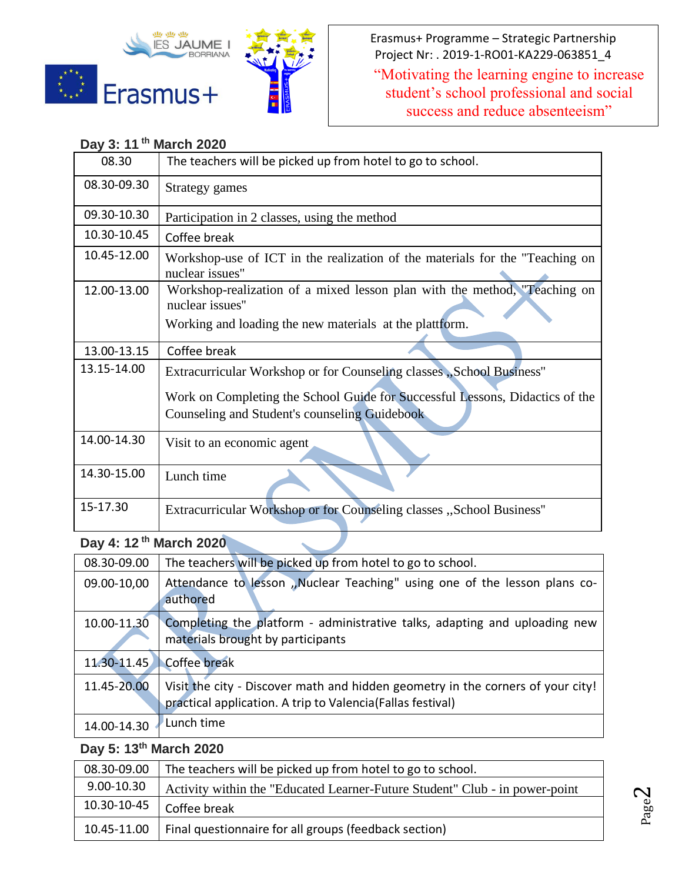Erasmus+ Programme – Strategic Partnership
Project Nr: . 2019-1-RO01-KA229-063851_4

"Motivating the learning engine to increase student's school professional and social success and reduce absenteeism"

### Day 3: 11th March 2020

| | |
|---|---|
| 08.30 | The teachers will be picked up from hotel to go to school. |
| 08.30-09.30 | Strategy games |
| 09.30-10.30 | Participation in 2 classes, using the method |
| 10.30-10.45 | Coffee break |
| 10.45-12.00 | Workshop-use of ICT in the realization of the materials for the "Teaching on nuclear issues" |
| 12.00-13.00 | Workshop-realization of a mixed lesson plan with the method, "Teaching on nuclear issues"<br>Working and loading the new materials at the plattform. |
| 13.00-13.15 | Coffee break |
| 13.15-14.00 | Extracurricular Workshop or for Counseling classes ,,School Business"<br>Work on Completing the School Guide for Successful Lessons, Didactics of the Counseling and Student's counseling Guidebook |
| 14.00-14.30 | Visit to an economic agent |
| 14.30-15.00 | Lunch time |
| 15-17.30 | Extracurricular Workshop or for Counseling classes ,,School Business" |

### Day 4: 12th March 2020

| | |
|---|---|
| 08.30-09.00 | The teachers will be picked up from hotel to go to school. |
| 09.00-10,00 | Attendance to lesson ,,Nuclear Teaching" using one of the lesson plans co-authored |
| 10.00-11.30 | Completing the platform - administrative talks, adapting and uploading new materials brought by participants |
| 11.30-11.45 | Coffee break |
| 11.45-20.00 | Visit the city - Discover math and hidden geometry in the corners of your city! practical application. A trip to Valencia(Fallas festival) |
| 14.00-14.30 | Lunch time |

### Day 5: 13th March 2020

| | |
|---|---|
| 08.30-09.00 | The teachers will be picked up from hotel to go to school. |
| 9.00-10.30 | Activity within the "Educated Learner-Future Student" Club - in power-point |
| 10.30-10-45 | Coffee break |
| 10.45-11.00 | Final questionnaire for all groups (feedback section) |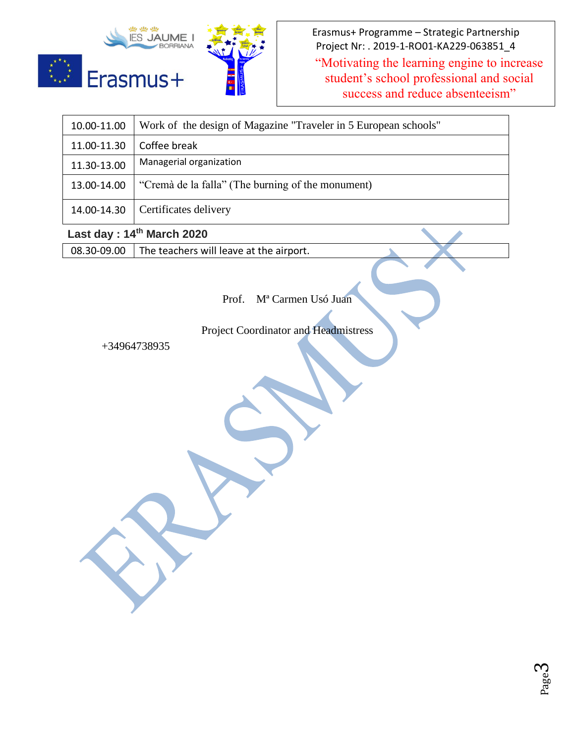Erasmus+ Programme – Strategic Partnership
Project Nr: . 2019-1-RO01-KA229-063851_4

"Motivating the learning engine to increase student's school professional and social success and reduce absenteeism"

| | |
|---|---|
| 10.00-11.00 | Work of the design of Magazine "Traveler in 5 European schools" |
| 11.00-11.30 | Coffee break |
| 11.30-13.00 | Managerial organization |
| 13.00-14.00 | "Cremà de la falla" (The burning of the monument) |
| 14.00-14.30 | Certificates delivery |

**Last day : 14th March 2020**

| | |
|---|---|
| 08.30-09.00 | The teachers will leave at the airport. |

Prof. Mª Carmen Usó Juan

Project Coordinator and Headmistress

+34964738935